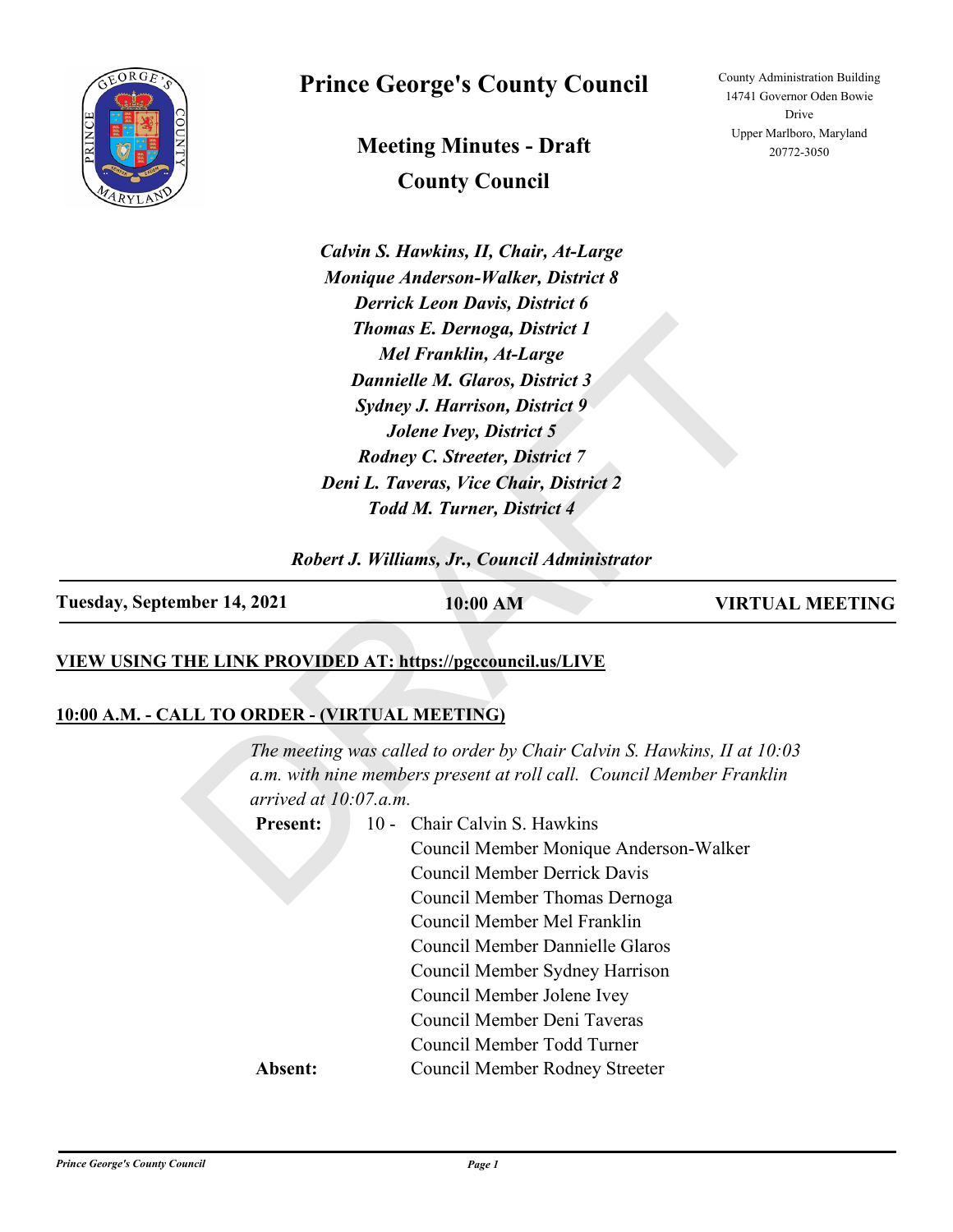# Prince George's County Council

County Administration Building
14741 Governor Oden Bowie Drive
Upper Marlboro, Maryland 20772-3050

## Meeting Minutes - Draft
## County Council

*Calvin S. Hawkins, II, Chair, At-Large*
*Monique Anderson-Walker, District 8*
*Derrick Leon Davis, District 6*
*Thomas E. Dernoga, District 1*
*Mel Franklin, At-Large*
*Dannielle M. Glaros, District 3*
*Sydney J. Harrison, District 9*
*Jolene Ivey, District 5*
*Rodney C. Streeter, District 7*
*Deni L. Taveras, Vice Chair, District 2*
*Todd M. Turner, District 4*

*Robert J. Williams, Jr., Council Administrator*

**Tuesday, September 14, 2021** | **10:00 AM** | **VIRTUAL MEETING**

**VIEW USING THE LINK PROVIDED AT: https://pgccouncil.us/LIVE**

**10:00 A.M. - CALL TO ORDER - (VIRTUAL MEETING)**

*The meeting was called to order by Chair Calvin S. Hawkins, II at 10:03 a.m. with nine members present at roll call. Council Member Franklin arrived at 10:07.a.m.*

**Present:** 10 - Chair Calvin S. Hawkins
Council Member Monique Anderson-Walker
Council Member Derrick Davis
Council Member Thomas Dernoga
Council Member Mel Franklin
Council Member Dannielle Glaros
Council Member Sydney Harrison
Council Member Jolene Ivey
Council Member Deni Taveras
Council Member Todd Turner

**Absent:** Council Member Rodney Streeter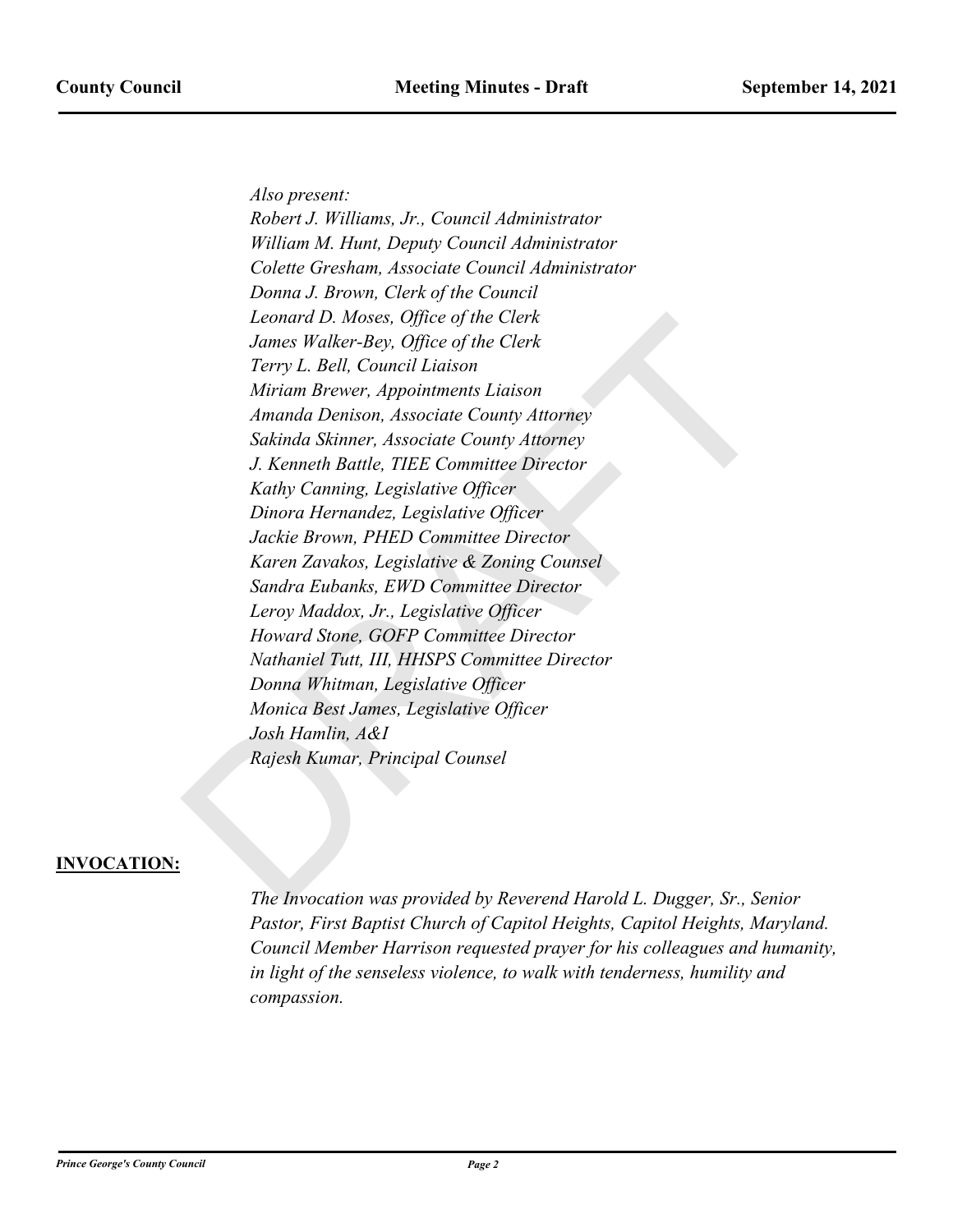*Also present:*
*Robert J. Williams, Jr., Council Administrator*
*William M. Hunt, Deputy Council Administrator*
*Colette Gresham, Associate Council Administrator*
*Donna J. Brown, Clerk of the Council*
*Leonard D. Moses, Office of the Clerk*
*James Walker-Bey, Office of the Clerk*
*Terry L. Bell, Council Liaison*
*Miriam Brewer, Appointments Liaison*
*Amanda Denison, Associate County Attorney*
*Sakinda Skinner, Associate County Attorney*
*J. Kenneth Battle, TIEE Committee Director*
*Kathy Canning, Legislative Officer*
*Dinora Hernandez, Legislative Officer*
*Jackie Brown, PHED Committee Director*
*Karen Zavakos, Legislative & Zoning Counsel*
*Sandra Eubanks, EWD Committee Director*
*Leroy Maddox, Jr., Legislative Officer*
*Howard Stone, GOFP Committee Director*
*Nathaniel Tutt, III, HHSPS Committee Director*
*Donna Whitman, Legislative Officer*
*Monica Best James, Legislative Officer*
*Josh Hamlin, A&I*
*Rajesh Kumar, Principal Counsel*

**INVOCATION:**

*The Invocation was provided by Reverend Harold L. Dugger, Sr., Senior Pastor, First Baptist Church of Capitol Heights, Capitol Heights, Maryland. Council Member Harrison requested prayer for his colleagues and humanity, in light of the senseless violence, to walk with tenderness, humility and compassion.*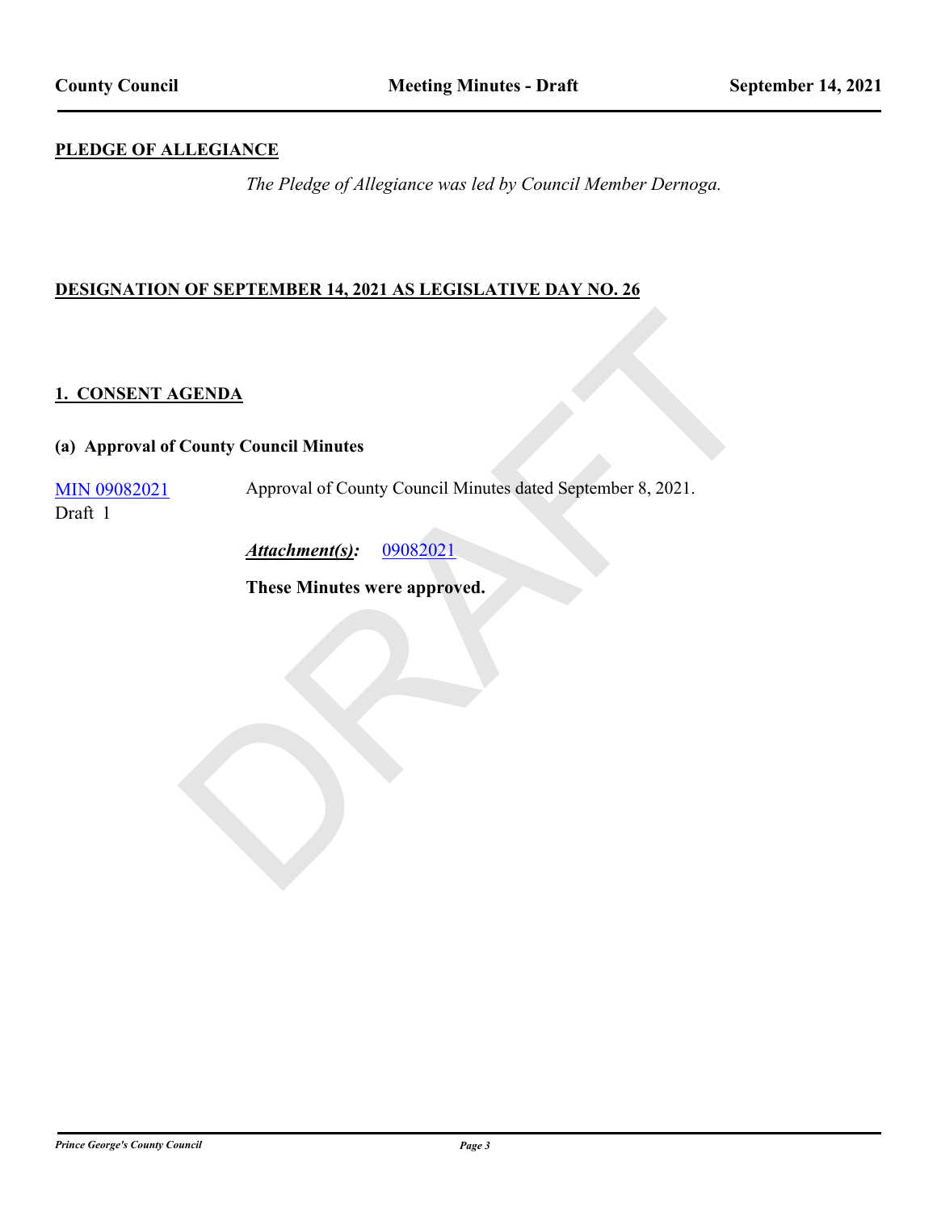**PLEDGE OF ALLEGIANCE**

*The Pledge of Allegiance was led by Council Member Dernoga.*

**DESIGNATION OF SEPTEMBER 14, 2021 AS LEGISLATIVE DAY NO. 26**

## 1. CONSENT AGENDA

### (a) Approval of County Council Minutes

MIN 09082021
Draft 1

Approval of County Council Minutes dated September 8, 2021.

***Attachment(s):*** 09082021

**These Minutes were approved.**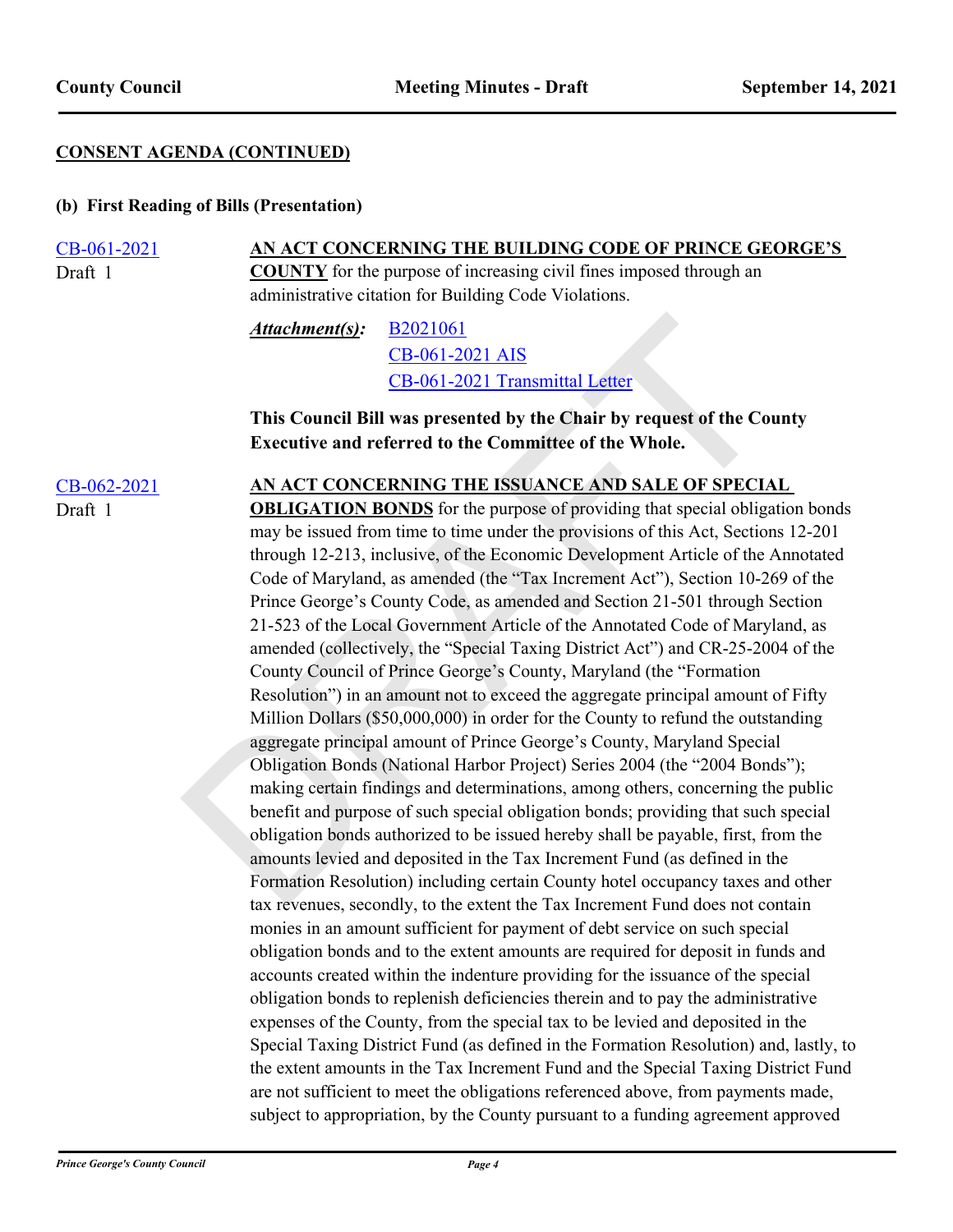**CONSENT AGENDA (CONTINUED)**

**(b) First Reading of Bills (Presentation)**

CB-061-2021
Draft 1

**AN ACT CONCERNING THE BUILDING CODE OF PRINCE GEORGE'S COUNTY** for the purpose of increasing civil fines imposed through an administrative citation for Building Code Violations.

***Attachment(s):*** B2021061
CB-061-2021 AIS
CB-061-2021 Transmittal Letter

**This Council Bill was presented by the Chair by request of the County Executive and referred to the Committee of the Whole.**

CB-062-2021
Draft 1

**AN ACT CONCERNING THE ISSUANCE AND SALE OF SPECIAL OBLIGATION BONDS** for the purpose of providing that special obligation bonds may be issued from time to time under the provisions of this Act, Sections 12-201 through 12-213, inclusive, of the Economic Development Article of the Annotated Code of Maryland, as amended (the "Tax Increment Act"), Section 10-269 of the Prince George's County Code, as amended and Section 21-501 through Section 21-523 of the Local Government Article of the Annotated Code of Maryland, as amended (collectively, the "Special Taxing District Act") and CR-25-2004 of the County Council of Prince George's County, Maryland (the "Formation Resolution") in an amount not to exceed the aggregate principal amount of Fifty Million Dollars ($50,000,000) in order for the County to refund the outstanding aggregate principal amount of Prince George's County, Maryland Special Obligation Bonds (National Harbor Project) Series 2004 (the "2004 Bonds"); making certain findings and determinations, among others, concerning the public benefit and purpose of such special obligation bonds; providing that such special obligation bonds authorized to be issued hereby shall be payable, first, from the amounts levied and deposited in the Tax Increment Fund (as defined in the Formation Resolution) including certain County hotel occupancy taxes and other tax revenues, secondly, to the extent the Tax Increment Fund does not contain monies in an amount sufficient for payment of debt service on such special obligation bonds and to the extent amounts are required for deposit in funds and accounts created within the indenture providing for the issuance of the special obligation bonds to replenish deficiencies therein and to pay the administrative expenses of the County, from the special tax to be levied and deposited in the Special Taxing District Fund (as defined in the Formation Resolution) and, lastly, to the extent amounts in the Tax Increment Fund and the Special Taxing District Fund are not sufficient to meet the obligations referenced above, from payments made, subject to appropriation, by the County pursuant to a funding agreement approved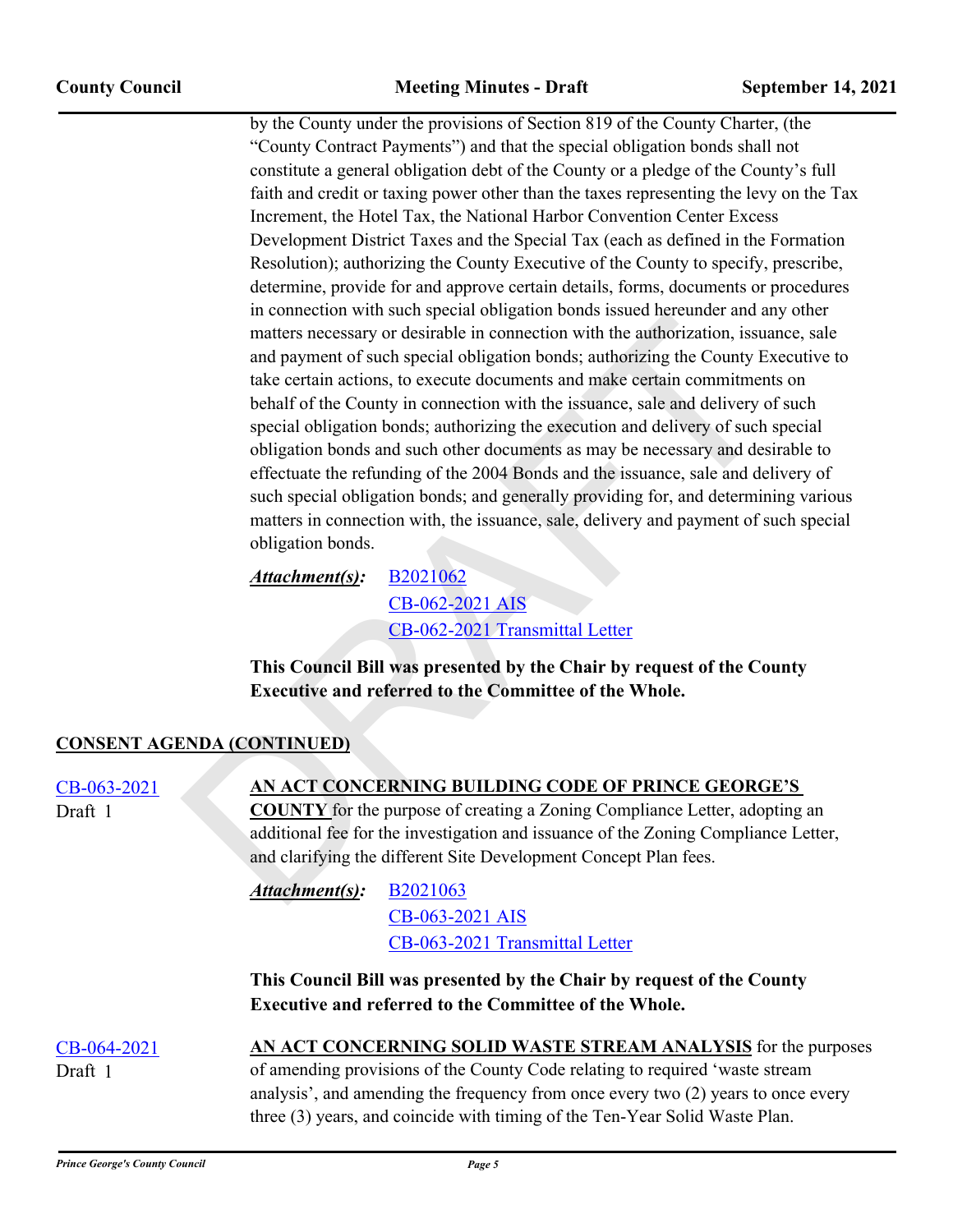by the County under the provisions of Section 819 of the County Charter, (the "County Contract Payments") and that the special obligation bonds shall not constitute a general obligation debt of the County or a pledge of the County's full faith and credit or taxing power other than the taxes representing the levy on the Tax Increment, the Hotel Tax, the National Harbor Convention Center Excess Development District Taxes and the Special Tax (each as defined in the Formation Resolution); authorizing the County Executive of the County to specify, prescribe, determine, provide for and approve certain details, forms, documents or procedures in connection with such special obligation bonds issued hereunder and any other matters necessary or desirable in connection with the authorization, issuance, sale and payment of such special obligation bonds; authorizing the County Executive to take certain actions, to execute documents and make certain commitments on behalf of the County in connection with the issuance, sale and delivery of such special obligation bonds; authorizing the execution and delivery of such special obligation bonds and such other documents as may be necessary and desirable to effectuate the refunding of the 2004 Bonds and the issuance, sale and delivery of such special obligation bonds; and generally providing for, and determining various matters in connection with, the issuance, sale, delivery and payment of such special obligation bonds.

***Attachment(s):*** B2021062
CB-062-2021 AIS
CB-062-2021 Transmittal Letter

**This Council Bill was presented by the Chair by request of the County Executive and referred to the Committee of the Whole.**

## CONSENT AGENDA (CONTINUED)

CB-063-2021
Draft 1

**AN ACT CONCERNING BUILDING CODE OF PRINCE GEORGE'S COUNTY** for the purpose of creating a Zoning Compliance Letter, adopting an additional fee for the investigation and issuance of the Zoning Compliance Letter, and clarifying the different Site Development Concept Plan fees.

***Attachment(s):*** B2021063
CB-063-2021 AIS
CB-063-2021 Transmittal Letter

**This Council Bill was presented by the Chair by request of the County Executive and referred to the Committee of the Whole.**

CB-064-2021
Draft 1

**AN ACT CONCERNING SOLID WASTE STREAM ANALYSIS** for the purposes of amending provisions of the County Code relating to required 'waste stream analysis', and amending the frequency from once every two (2) years to once every three (3) years, and coincide with timing of the Ten-Year Solid Waste Plan.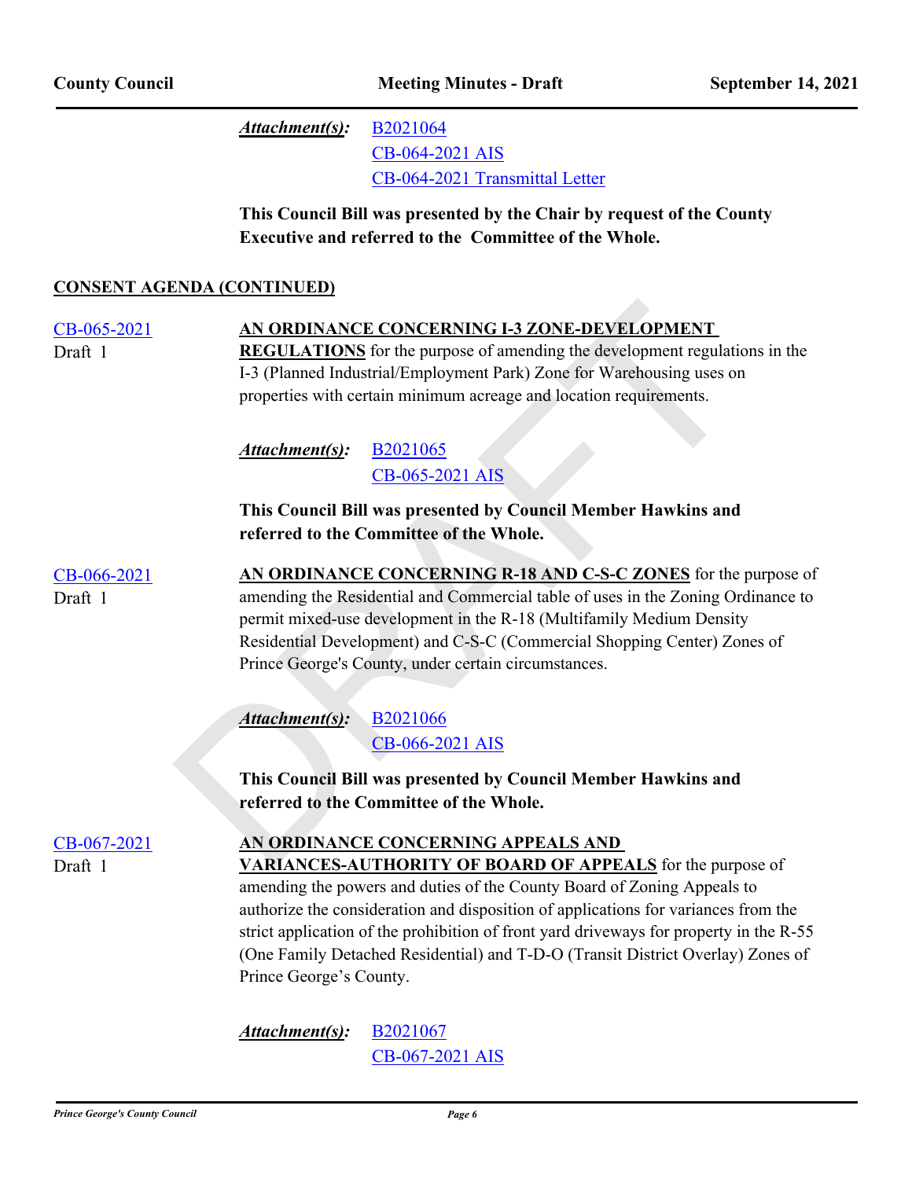*Attachment(s):* B2021064
CB-064-2021 AIS
CB-064-2021 Transmittal Letter

**This Council Bill was presented by the Chair by request of the County Executive and referred to the Committee of the Whole.**

## CONSENT AGENDA (CONTINUED)

CB-065-2021
Draft 1

**AN ORDINANCE CONCERNING I-3 ZONE-DEVELOPMENT REGULATIONS** for the purpose of amending the development regulations in the I-3 (Planned Industrial/Employment Park) Zone for Warehousing uses on properties with certain minimum acreage and location requirements.

*Attachment(s):* B2021065
CB-065-2021 AIS

**This Council Bill was presented by Council Member Hawkins and referred to the Committee of the Whole.**

CB-066-2021
Draft 1

**AN ORDINANCE CONCERNING R-18 AND C-S-C ZONES** for the purpose of amending the Residential and Commercial table of uses in the Zoning Ordinance to permit mixed-use development in the R-18 (Multifamily Medium Density Residential Development) and C-S-C (Commercial Shopping Center) Zones of Prince George's County, under certain circumstances.

*Attachment(s):* B2021066
CB-066-2021 AIS

**This Council Bill was presented by Council Member Hawkins and referred to the Committee of the Whole.**

CB-067-2021
Draft 1

**AN ORDINANCE CONCERNING APPEALS AND VARIANCES-AUTHORITY OF BOARD OF APPEALS** for the purpose of amending the powers and duties of the County Board of Zoning Appeals to authorize the consideration and disposition of applications for variances from the strict application of the prohibition of front yard driveways for property in the R-55 (One Family Detached Residential) and T-D-O (Transit District Overlay) Zones of Prince George's County.

*Attachment(s):* B2021067
CB-067-2021 AIS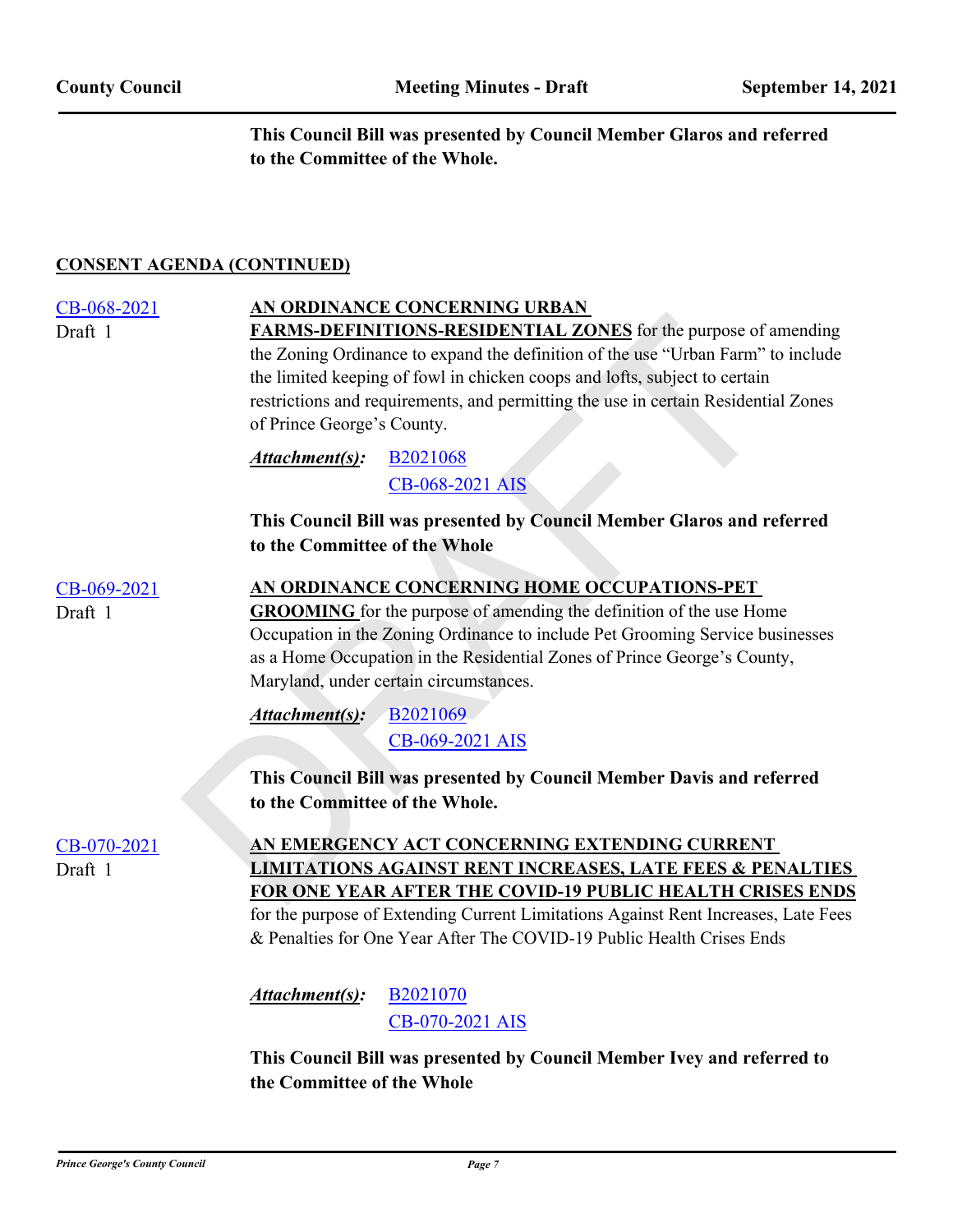**This Council Bill was presented by Council Member Glaros and referred to the Committee of the Whole.**

## CONSENT AGENDA (CONTINUED)

CB-068-2021
Draft 1

**AN ORDINANCE CONCERNING URBAN FARMS-DEFINITIONS-RESIDENTIAL ZONES** for the purpose of amending the Zoning Ordinance to expand the definition of the use "Urban Farm" to include the limited keeping of fowl in chicken coops and lofts, subject to certain restrictions and requirements, and permitting the use in certain Residential Zones of Prince George's County.

***Attachment(s):*** B2021068
CB-068-2021 AIS

**This Council Bill was presented by Council Member Glaros and referred to the Committee of the Whole**

CB-069-2021
Draft 1

**AN ORDINANCE CONCERNING HOME OCCUPATIONS-PET GROOMING** for the purpose of amending the definition of the use Home Occupation in the Zoning Ordinance to include Pet Grooming Service businesses as a Home Occupation in the Residential Zones of Prince George's County, Maryland, under certain circumstances.

***Attachment(s):*** B2021069
CB-069-2021 AIS

**This Council Bill was presented by Council Member Davis and referred to the Committee of the Whole.**

CB-070-2021
Draft 1

**AN EMERGENCY ACT CONCERNING EXTENDING CURRENT LIMITATIONS AGAINST RENT INCREASES, LATE FEES & PENALTIES FOR ONE YEAR AFTER THE COVID-19 PUBLIC HEALTH CRISES ENDS** for the purpose of Extending Current Limitations Against Rent Increases, Late Fees & Penalties for One Year After The COVID-19 Public Health Crises Ends

***Attachment(s):*** B2021070
CB-070-2021 AIS

**This Council Bill was presented by Council Member Ivey and referred to the Committee of the Whole**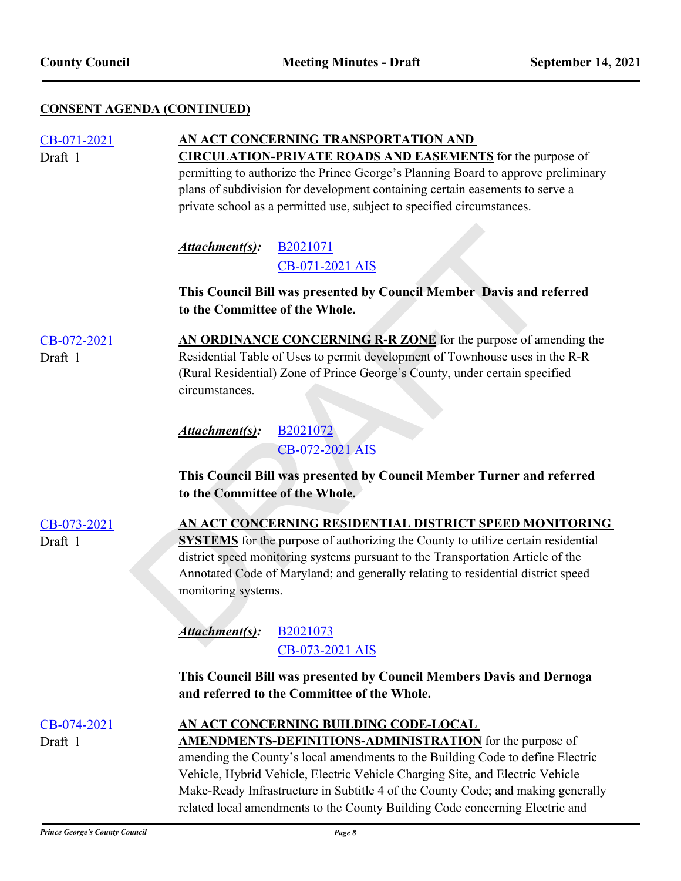**CONSENT AGENDA (CONTINUED)**

CB-071-2021
Draft 1

**AN ACT CONCERNING TRANSPORTATION AND CIRCULATION-PRIVATE ROADS AND EASEMENTS** for the purpose of permitting to authorize the Prince George's Planning Board to approve preliminary plans of subdivision for development containing certain easements to serve a private school as a permitted use, subject to specified circumstances.

***Attachment(s):*** B2021071
CB-071-2021 AIS

**This Council Bill was presented by Council Member Davis and referred to the Committee of the Whole.**

CB-072-2021
Draft 1

**AN ORDINANCE CONCERNING R-R ZONE** for the purpose of amending the Residential Table of Uses to permit development of Townhouse uses in the R-R (Rural Residential) Zone of Prince George's County, under certain specified circumstances.

***Attachment(s):*** B2021072
CB-072-2021 AIS

**This Council Bill was presented by Council Member Turner and referred to the Committee of the Whole.**

CB-073-2021
Draft 1

**AN ACT CONCERNING RESIDENTIAL DISTRICT SPEED MONITORING SYSTEMS** for the purpose of authorizing the County to utilize certain residential district speed monitoring systems pursuant to the Transportation Article of the Annotated Code of Maryland; and generally relating to residential district speed monitoring systems.

***Attachment(s):*** B2021073
CB-073-2021 AIS

**This Council Bill was presented by Council Members Davis and Dernoga and referred to the Committee of the Whole.**

CB-074-2021
Draft 1

**AN ACT CONCERNING BUILDING CODE-LOCAL AMENDMENTS-DEFINITIONS-ADMINISTRATION** for the purpose of amending the County's local amendments to the Building Code to define Electric Vehicle, Hybrid Vehicle, Electric Vehicle Charging Site, and Electric Vehicle Make-Ready Infrastructure in Subtitle 4 of the County Code; and making generally related local amendments to the County Building Code concerning Electric and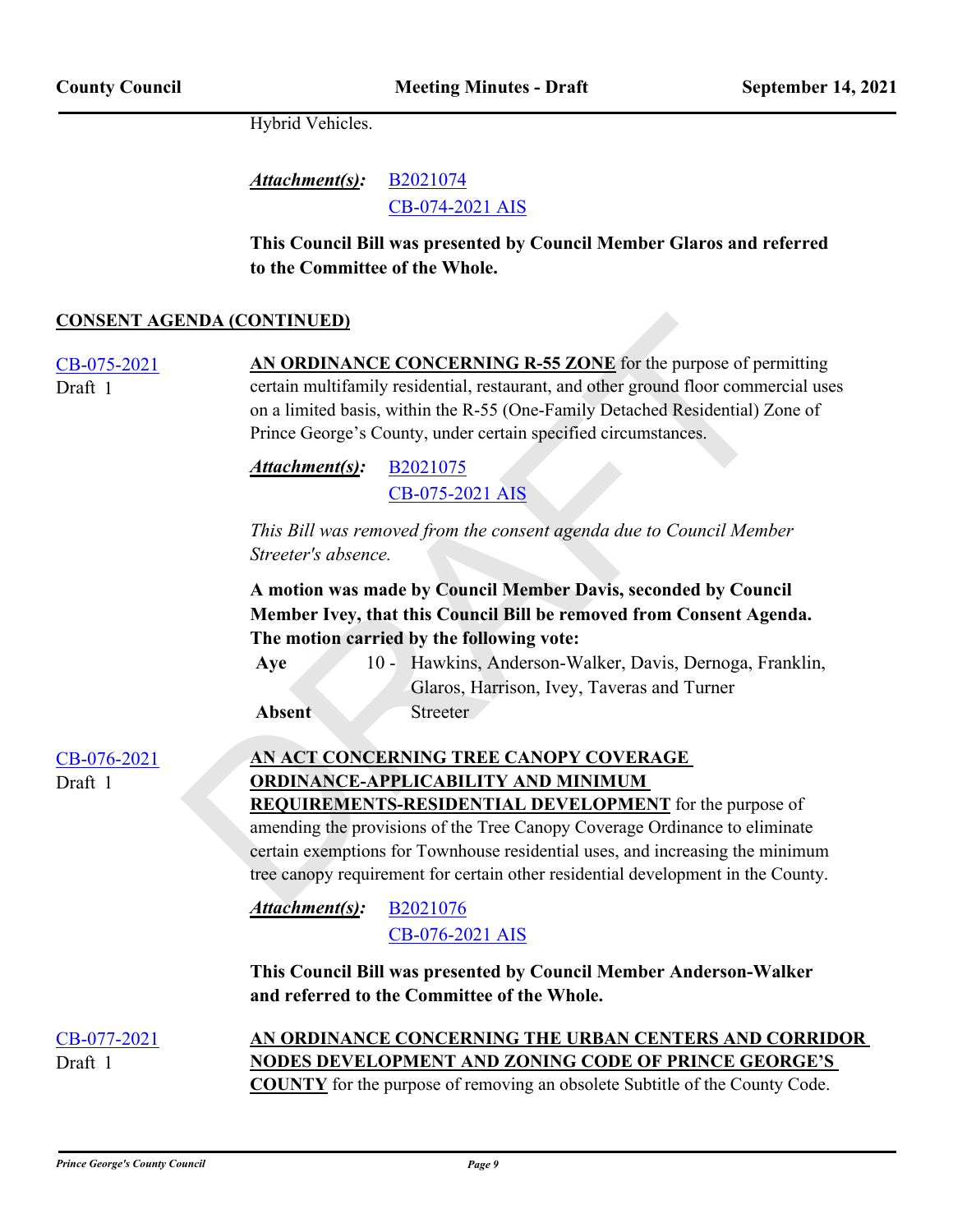Hybrid Vehicles.

***Attachment(s):*** B2021074
CB-074-2021 AIS

**This Council Bill was presented by Council Member Glaros and referred to the Committee of the Whole.**

## CONSENT AGENDA (CONTINUED)

CB-075-2021
Draft 1

**AN ORDINANCE CONCERNING R-55 ZONE** for the purpose of permitting certain multifamily residential, restaurant, and other ground floor commercial uses on a limited basis, within the R-55 (One-Family Detached Residential) Zone of Prince George's County, under certain specified circumstances.

***Attachment(s):*** B2021075
CB-075-2021 AIS

*This Bill was removed from the consent agenda due to Council Member Streeter's absence.*

**A motion was made by Council Member Davis, seconded by Council Member Ivey, that this Council Bill be removed from Consent Agenda. The motion carried by the following vote:**

| | | |
|---|---|---|
| **Aye** | 10 - | Hawkins, Anderson-Walker, Davis, Dernoga, Franklin, Glaros, Harrison, Ivey, Taveras and Turner |
| **Absent** | | Streeter |

CB-076-2021
Draft 1

**AN ACT CONCERNING TREE CANOPY COVERAGE ORDINANCE-APPLICABILITY AND MINIMUM REQUIREMENTS-RESIDENTIAL DEVELOPMENT** for the purpose of amending the provisions of the Tree Canopy Coverage Ordinance to eliminate certain exemptions for Townhouse residential uses, and increasing the minimum tree canopy requirement for certain other residential development in the County.

***Attachment(s):*** B2021076
CB-076-2021 AIS

**This Council Bill was presented by Council Member Anderson-Walker and referred to the Committee of the Whole.**

CB-077-2021
Draft 1

**AN ORDINANCE CONCERNING THE URBAN CENTERS AND CORRIDOR NODES DEVELOPMENT AND ZONING CODE OF PRINCE GEORGE'S COUNTY** for the purpose of removing an obsolete Subtitle of the County Code.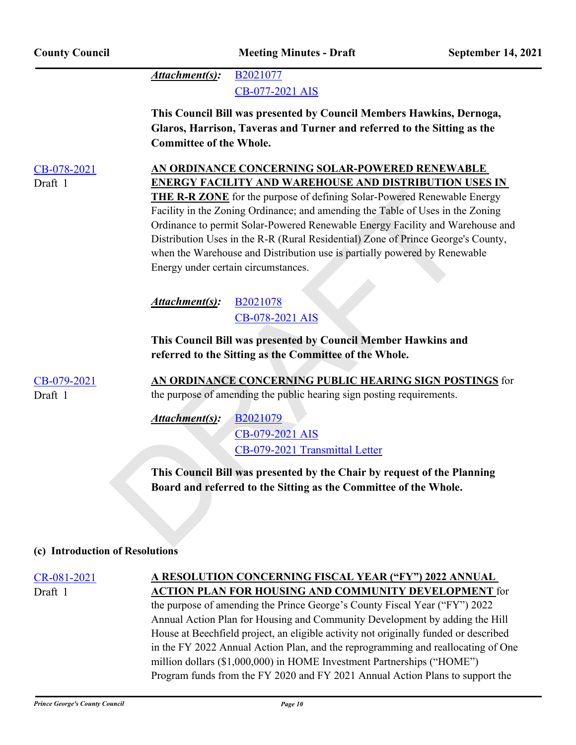***Attachment(s):*** B2021077
CB-077-2021 AIS

**This Council Bill was presented by Council Members Hawkins, Dernoga, Glaros, Harrison, Taveras and Turner and referred to the Sitting as the Committee of the Whole.**

CB-078-2021
Draft 1

**AN ORDINANCE CONCERNING SOLAR-POWERED RENEWABLE ENERGY FACILITY AND WAREHOUSE AND DISTRIBUTION USES IN THE R-R ZONE** for the purpose of defining Solar-Powered Renewable Energy Facility in the Zoning Ordinance; and amending the Table of Uses in the Zoning Ordinance to permit Solar-Powered Renewable Energy Facility and Warehouse and Distribution Uses in the R-R (Rural Residential) Zone of Prince George's County, when the Warehouse and Distribution use is partially powered by Renewable Energy under certain circumstances.

***Attachment(s):*** B2021078
CB-078-2021 AIS

**This Council Bill was presented by Council Member Hawkins and referred to the Sitting as the Committee of the Whole.**

CB-079-2021
Draft 1

**AN ORDINANCE CONCERNING PUBLIC HEARING SIGN POSTINGS** for the purpose of amending the public hearing sign posting requirements.

***Attachment(s):*** B2021079
CB-079-2021 AIS
CB-079-2021 Transmittal Letter

**This Council Bill was presented by the Chair by request of the Planning Board and referred to the Sitting as the Committee of the Whole.**

**(c) Introduction of Resolutions**

CR-081-2021
Draft 1

**A RESOLUTION CONCERNING FISCAL YEAR ("FY") 2022 ANNUAL ACTION PLAN FOR HOUSING AND COMMUNITY DEVELOPMENT** for the purpose of amending the Prince George's County Fiscal Year ("FY") 2022 Annual Action Plan for Housing and Community Development by adding the Hill House at Beechfield project, an eligible activity not originally funded or described in the FY 2022 Annual Action Plan, and the reprogramming and reallocating of One million dollars ($1,000,000) in HOME Investment Partnerships ("HOME") Program funds from the FY 2020 and FY 2021 Annual Action Plans to support the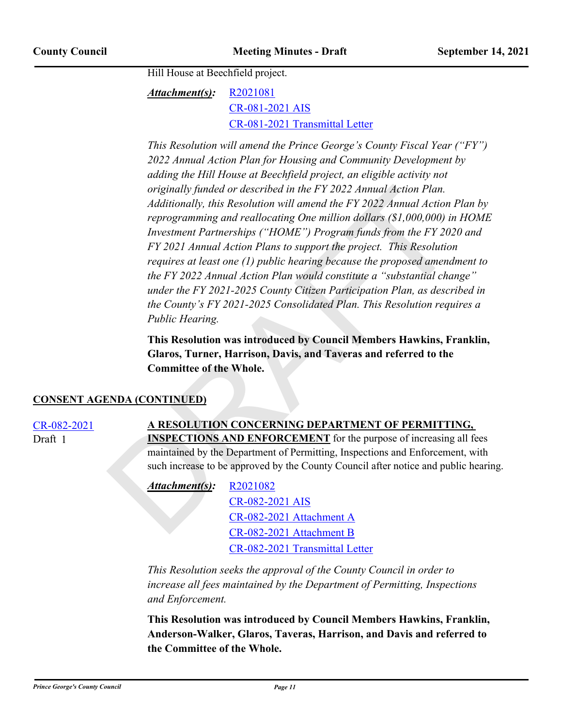Hill House at Beechfield project.

***Attachment(s):*** R2021081
CR-081-2021 AIS
CR-081-2021 Transmittal Letter

*This Resolution will amend the Prince George's County Fiscal Year ("FY") 2022 Annual Action Plan for Housing and Community Development by adding the Hill House at Beechfield project, an eligible activity not originally funded or described in the FY 2022 Annual Action Plan. Additionally, this Resolution will amend the FY 2022 Annual Action Plan by reprogramming and reallocating One million dollars ($1,000,000) in HOME Investment Partnerships ("HOME") Program funds from the FY 2020 and FY 2021 Annual Action Plans to support the project. This Resolution requires at least one (1) public hearing because the proposed amendment to the FY 2022 Annual Action Plan would constitute a "substantial change" under the FY 2021-2025 County Citizen Participation Plan, as described in the County's FY 2021-2025 Consolidated Plan. This Resolution requires a Public Hearing.*

**This Resolution was introduced by Council Members Hawkins, Franklin, Glaros, Turner, Harrison, Davis, and Taveras and referred to the Committee of the Whole.**

## CONSENT AGENDA (CONTINUED)

CR-082-2021
Draft 1

**A RESOLUTION CONCERNING DEPARTMENT OF PERMITTING, INSPECTIONS AND ENFORCEMENT** for the purpose of increasing all fees maintained by the Department of Permitting, Inspections and Enforcement, with such increase to be approved by the County Council after notice and public hearing.

***Attachment(s):*** R2021082
CR-082-2021 AIS
CR-082-2021 Attachment A
CR-082-2021 Attachment B
CR-082-2021 Transmittal Letter

*This Resolution seeks the approval of the County Council in order to increase all fees maintained by the Department of Permitting, Inspections and Enforcement.*

**This Resolution was introduced by Council Members Hawkins, Franklin, Anderson-Walker, Glaros, Taveras, Harrison, and Davis and referred to the Committee of the Whole.**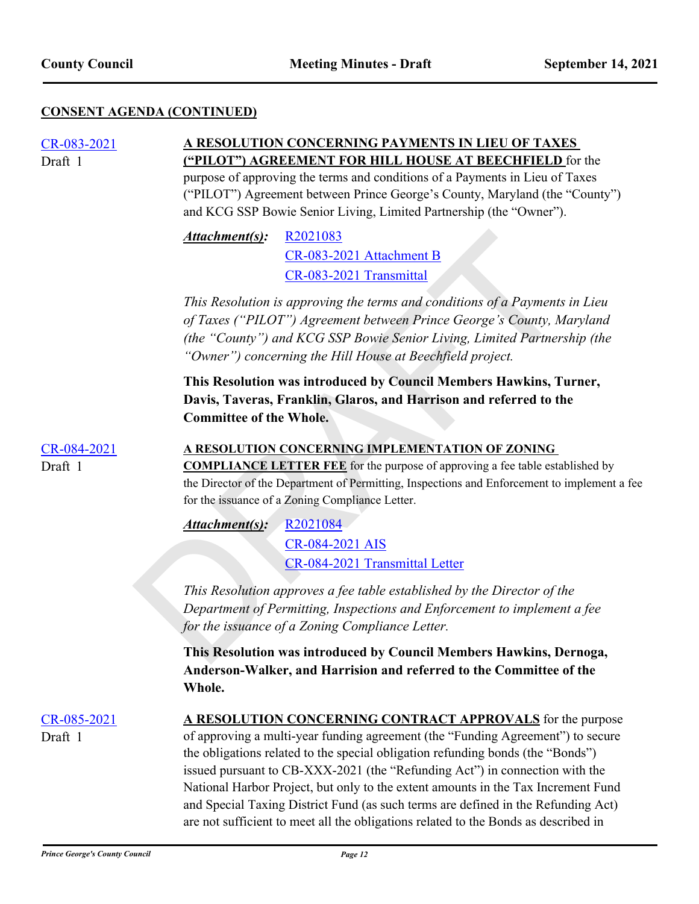**CONSENT AGENDA (CONTINUED)**

CR-083-2021
Draft 1

**A RESOLUTION CONCERNING PAYMENTS IN LIEU OF TAXES ("PILOT") AGREEMENT FOR HILL HOUSE AT BEECHFIELD** for the purpose of approving the terms and conditions of a Payments in Lieu of Taxes ("PILOT") Agreement between Prince George's County, Maryland (the "County") and KCG SSP Bowie Senior Living, Limited Partnership (the "Owner").

***Attachment(s):*** R2021083
CR-083-2021 Attachment B
CR-083-2021 Transmittal

*This Resolution is approving the terms and conditions of a Payments in Lieu of Taxes ("PILOT") Agreement between Prince George's County, Maryland (the "County") and KCG SSP Bowie Senior Living, Limited Partnership (the "Owner") concerning the Hill House at Beechfield project.*

**This Resolution was introduced by Council Members Hawkins, Turner, Davis, Taveras, Franklin, Glaros, and Harrison and referred to the Committee of the Whole.**

CR-084-2021
Draft 1

**A RESOLUTION CONCERNING IMPLEMENTATION OF ZONING COMPLIANCE LETTER FEE** for the purpose of approving a fee table established by the Director of the Department of Permitting, Inspections and Enforcement to implement a fee for the issuance of a Zoning Compliance Letter.

***Attachment(s):*** R2021084
CR-084-2021 AIS
CR-084-2021 Transmittal Letter

*This Resolution approves a fee table established by the Director of the Department of Permitting, Inspections and Enforcement to implement a fee for the issuance of a Zoning Compliance Letter.*

**This Resolution was introduced by Council Members Hawkins, Dernoga, Anderson-Walker, and Harrision and referred to the Committee of the Whole.**

CR-085-2021
Draft 1

**A RESOLUTION CONCERNING CONTRACT APPROVALS** for the purpose of approving a multi-year funding agreement (the "Funding Agreement") to secure the obligations related to the special obligation refunding bonds (the "Bonds") issued pursuant to CB-XXX-2021 (the "Refunding Act") in connection with the National Harbor Project, but only to the extent amounts in the Tax Increment Fund and Special Taxing District Fund (as such terms are defined in the Refunding Act) are not sufficient to meet all the obligations related to the Bonds as described in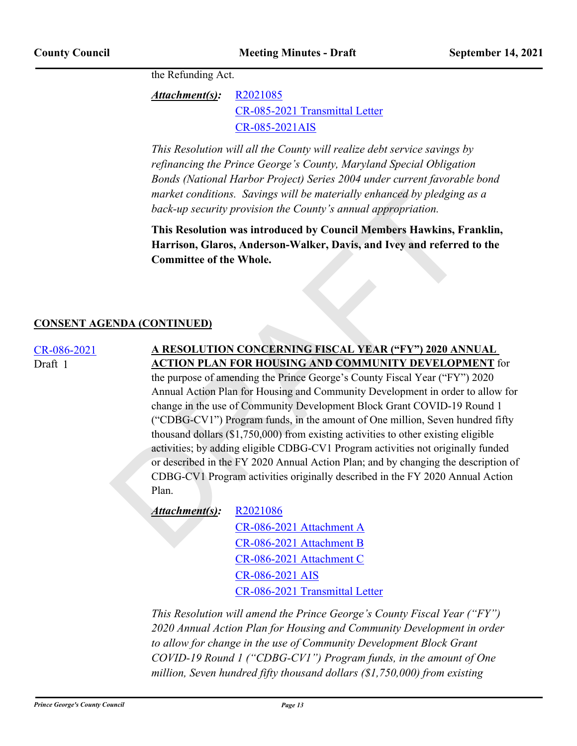the Refunding Act.

***Attachment(s):*** R2021085
CR-085-2021 Transmittal Letter
CR-085-2021AIS

*This Resolution will all the County will realize debt service savings by refinancing the Prince George's County, Maryland Special Obligation Bonds (National Harbor Project) Series 2004 under current favorable bond market conditions. Savings will be materially enhanced by pledging as a back-up security provision the County's annual appropriation.*

**This Resolution was introduced by Council Members Hawkins, Franklin, Harrison, Glaros, Anderson-Walker, Davis, and Ivey and referred to the Committee of the Whole.**

## CONSENT AGENDA (CONTINUED)

CR-086-2021
Draft 1

**A RESOLUTION CONCERNING FISCAL YEAR ("FY") 2020 ANNUAL ACTION PLAN FOR HOUSING AND COMMUNITY DEVELOPMENT** for the purpose of amending the Prince George's County Fiscal Year ("FY") 2020 Annual Action Plan for Housing and Community Development in order to allow for change in the use of Community Development Block Grant COVID-19 Round 1 ("CDBG-CV1") Program funds, in the amount of One million, Seven hundred fifty thousand dollars ($1,750,000) from existing activities to other existing eligible activities; by adding eligible CDBG-CV1 Program activities not originally funded or described in the FY 2020 Annual Action Plan; and by changing the description of CDBG-CV1 Program activities originally described in the FY 2020 Annual Action Plan.

***Attachment(s):*** R2021086
CR-086-2021 Attachment A
CR-086-2021 Attachment B
CR-086-2021 Attachment C
CR-086-2021 AIS
CR-086-2021 Transmittal Letter

*This Resolution will amend the Prince George's County Fiscal Year ("FY") 2020 Annual Action Plan for Housing and Community Development in order to allow for change in the use of Community Development Block Grant COVID-19 Round 1 ("CDBG-CV1") Program funds, in the amount of One million, Seven hundred fifty thousand dollars ($1,750,000) from existing*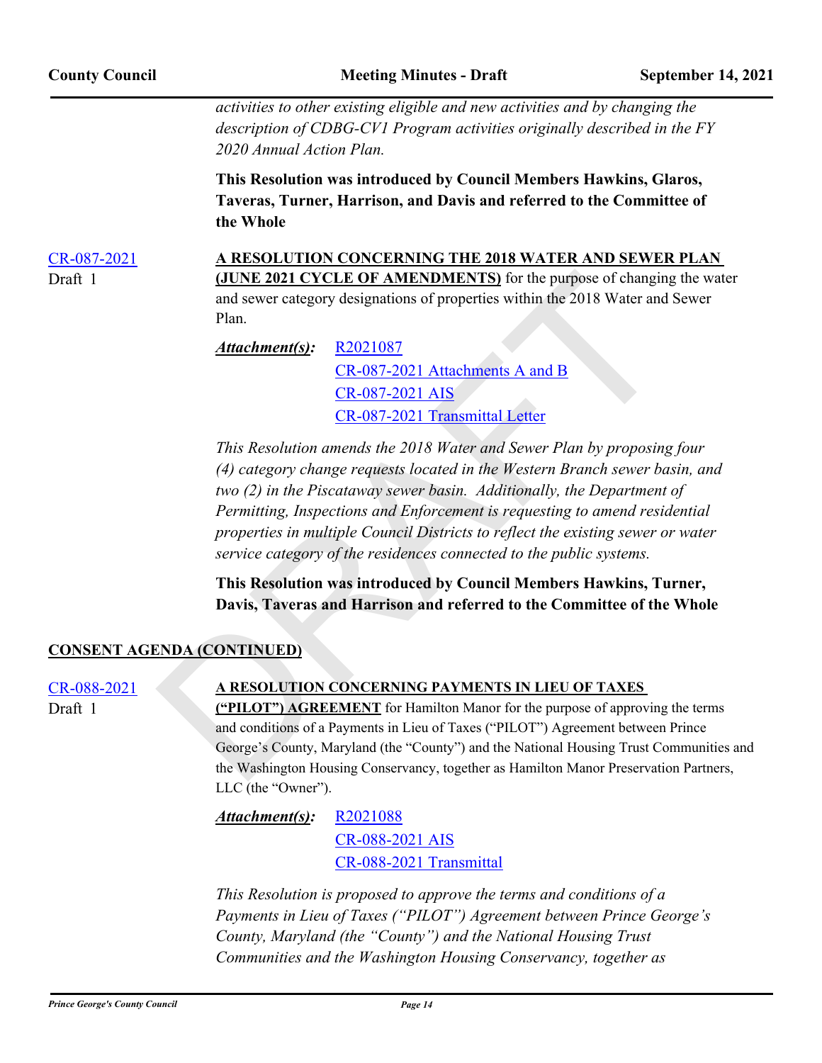*activities to other existing eligible and new activities and by changing the description of CDBG-CV1 Program activities originally described in the FY 2020 Annual Action Plan.*

**This Resolution was introduced by Council Members Hawkins, Glaros, Taveras, Turner, Harrison, and Davis and referred to the Committee of the Whole**

CR-087-2021
Draft 1

**A RESOLUTION CONCERNING THE 2018 WATER AND SEWER PLAN (JUNE 2021 CYCLE OF AMENDMENTS)** for the purpose of changing the water and sewer category designations of properties within the 2018 Water and Sewer Plan.

***Attachment(s):*** R2021087
CR-087-2021 Attachments A and B
CR-087-2021 AIS
CR-087-2021 Transmittal Letter

*This Resolution amends the 2018 Water and Sewer Plan by proposing four (4) category change requests located in the Western Branch sewer basin, and two (2) in the Piscataway sewer basin. Additionally, the Department of Permitting, Inspections and Enforcement is requesting to amend residential properties in multiple Council Districts to reflect the existing sewer or water service category of the residences connected to the public systems.*

**This Resolution was introduced by Council Members Hawkins, Turner, Davis, Taveras and Harrison and referred to the Committee of the Whole**

## CONSENT AGENDA (CONTINUED)

CR-088-2021
Draft 1

**A RESOLUTION CONCERNING PAYMENTS IN LIEU OF TAXES ("PILOT") AGREEMENT** for Hamilton Manor for the purpose of approving the terms and conditions of a Payments in Lieu of Taxes ("PILOT") Agreement between Prince George's County, Maryland (the "County") and the National Housing Trust Communities and the Washington Housing Conservancy, together as Hamilton Manor Preservation Partners, LLC (the "Owner").

***Attachment(s):*** R2021088
CR-088-2021 AIS
CR-088-2021 Transmittal

*This Resolution is proposed to approve the terms and conditions of a Payments in Lieu of Taxes ("PILOT") Agreement between Prince George's County, Maryland (the "County") and the National Housing Trust Communities and the Washington Housing Conservancy, together as*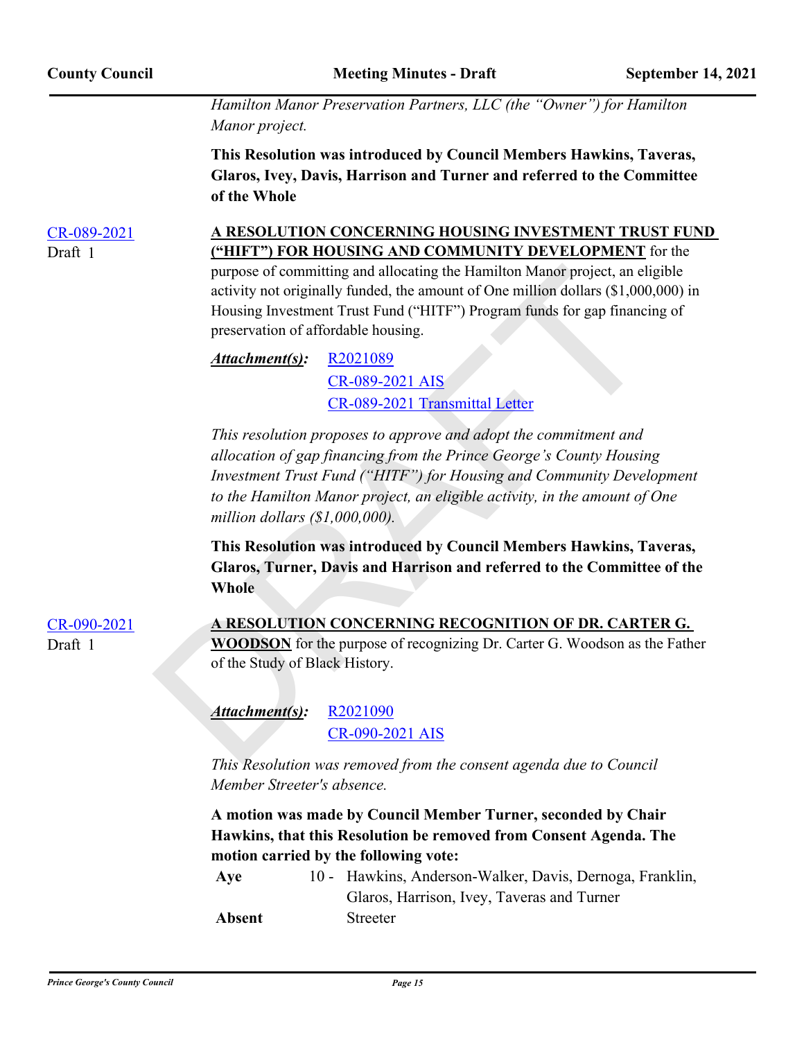*Hamilton Manor Preservation Partners, LLC (the "Owner") for Hamilton Manor project.*

**This Resolution was introduced by Council Members Hawkins, Taveras, Glaros, Ivey, Davis, Harrison and Turner and referred to the Committee of the Whole**

CR-089-2021
Draft 1

**A RESOLUTION CONCERNING HOUSING INVESTMENT TRUST FUND ("HIFT") FOR HOUSING AND COMMUNITY DEVELOPMENT** for the purpose of committing and allocating the Hamilton Manor project, an eligible activity not originally funded, the amount of One million dollars ($1,000,000) in Housing Investment Trust Fund ("HITF") Program funds for gap financing of preservation of affordable housing.

***Attachment(s):*** R2021089
CR-089-2021 AIS
CR-089-2021 Transmittal Letter

*This resolution proposes to approve and adopt the commitment and allocation of gap financing from the Prince George's County Housing Investment Trust Fund ("HITF") for Housing and Community Development to the Hamilton Manor project, an eligible activity, in the amount of One million dollars ($1,000,000).*

**This Resolution was introduced by Council Members Hawkins, Taveras, Glaros, Turner, Davis and Harrison and referred to the Committee of the Whole**

CR-090-2021
Draft 1

**A RESOLUTION CONCERNING RECOGNITION OF DR. CARTER G. WOODSON** for the purpose of recognizing Dr. Carter G. Woodson as the Father of the Study of Black History.

***Attachment(s):*** R2021090
CR-090-2021 AIS

*This Resolution was removed from the consent agenda due to Council Member Streeter's absence.*

**A motion was made by Council Member Turner, seconded by Chair Hawkins, that this Resolution be removed from Consent Agenda. The motion carried by the following vote:**

| | | |
|---|---|---|
| **Aye** | 10 - | Hawkins, Anderson-Walker, Davis, Dernoga, Franklin, Glaros, Harrison, Ivey, Taveras and Turner |
| **Absent** | | Streeter |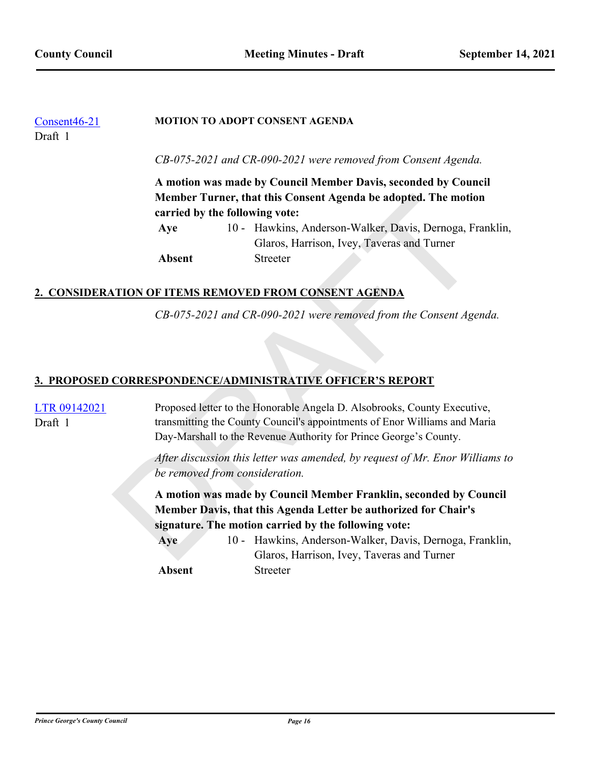[Consent46-21](#)
Draft 1

**MOTION TO ADOPT CONSENT AGENDA**

*CB-075-2021 and CR-090-2021 were removed from Consent Agenda.*

**A motion was made by Council Member Davis, seconded by Council Member Turner, that this Consent Agenda be adopted. The motion carried by the following vote:**

| | | |
|---|---|---|
| **Aye** | 10 - | Hawkins, Anderson-Walker, Davis, Dernoga, Franklin, Glaros, Harrison, Ivey, Taveras and Turner |
| **Absent** | | Streeter |

## 2. CONSIDERATION OF ITEMS REMOVED FROM CONSENT AGENDA

*CB-075-2021 and CR-090-2021 were removed from the Consent Agenda.*

## 3. PROPOSED CORRESPONDENCE/ADMINISTRATIVE OFFICER'S REPORT

[LTR 09142021](#)
Draft 1

Proposed letter to the Honorable Angela D. Alsobrooks, County Executive, transmitting the County Council's appointments of Enor Williams and Maria Day-Marshall to the Revenue Authority for Prince George's County.

*After discussion this letter was amended, by request of Mr. Enor Williams to be removed from consideration.*

**A motion was made by Council Member Franklin, seconded by Council Member Davis, that this Agenda Letter be authorized for Chair's signature. The motion carried by the following vote:**

| | | |
|---|---|---|
| **Aye** | 10 - | Hawkins, Anderson-Walker, Davis, Dernoga, Franklin, Glaros, Harrison, Ivey, Taveras and Turner |
| **Absent** | | Streeter |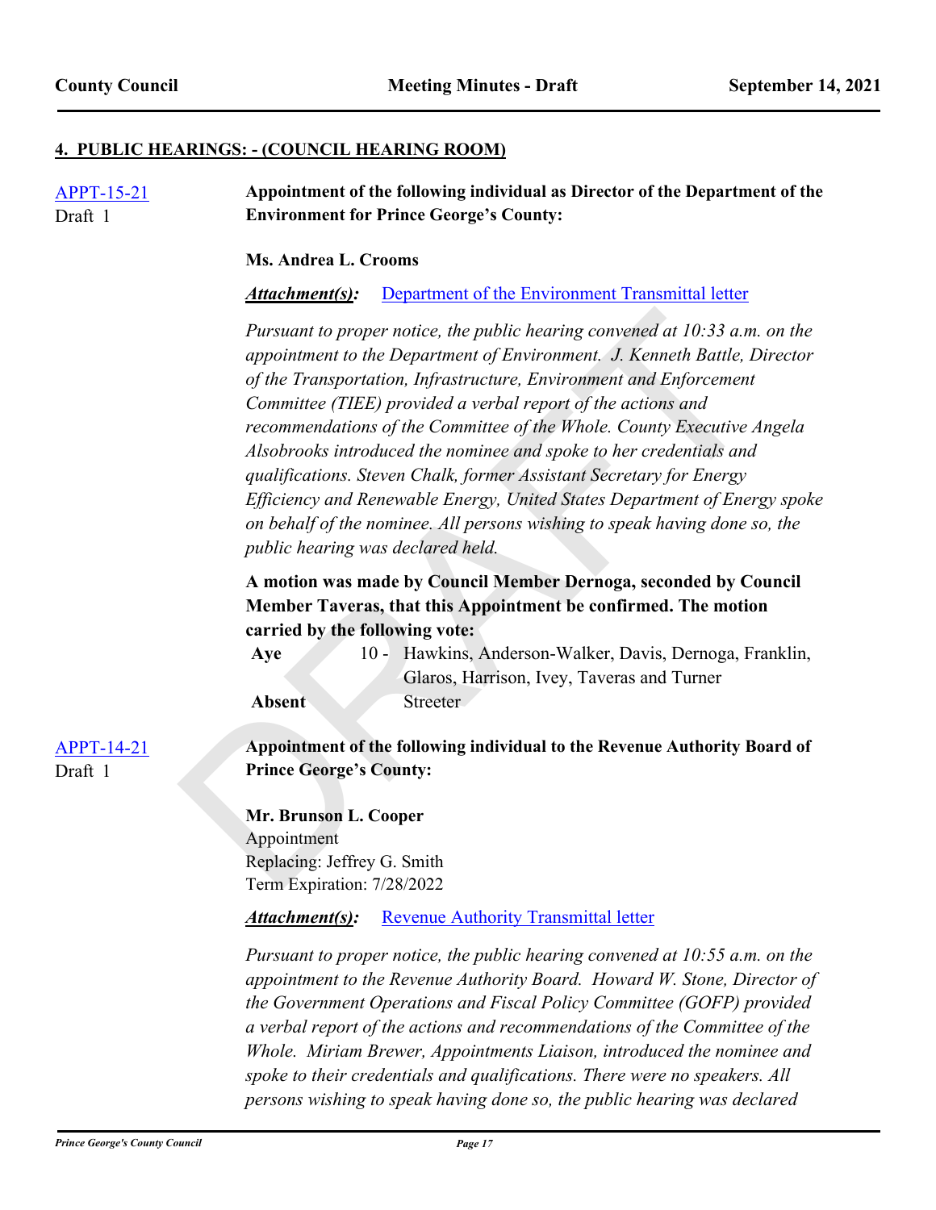## 4. PUBLIC HEARINGS: - (COUNCIL HEARING ROOM)

[APPT-15-21](APPT-15-21)
Draft 1

**Appointment of the following individual as Director of the Department of the Environment for Prince George's County:**

**Ms. Andrea L. Crooms**

***Attachment(s):*** Department of the Environment Transmittal letter

*Pursuant to proper notice, the public hearing convened at 10:33 a.m. on the appointment to the Department of Environment. J. Kenneth Battle, Director of the Transportation, Infrastructure, Environment and Enforcement Committee (TIEE) provided a verbal report of the actions and recommendations of the Committee of the Whole. County Executive Angela Alsobrooks introduced the nominee and spoke to her credentials and qualifications. Steven Chalk, former Assistant Secretary for Energy Efficiency and Renewable Energy, United States Department of Energy spoke on behalf of the nominee. All persons wishing to speak having done so, the public hearing was declared held.*

**A motion was made by Council Member Dernoga, seconded by Council Member Taveras, that this Appointment be confirmed. The motion carried by the following vote:**

| | | |
|---|---|---|
| **Aye** | 10 - | Hawkins, Anderson-Walker, Davis, Dernoga, Franklin, Glaros, Harrison, Ivey, Taveras and Turner |
| **Absent** | | Streeter |

APPT-14-21
Draft 1

**Appointment of the following individual to the Revenue Authority Board of Prince George's County:**

**Mr. Brunson L. Cooper**
Appointment
Replacing: Jeffrey G. Smith
Term Expiration: 7/28/2022

***Attachment(s):*** Revenue Authority Transmittal letter

*Pursuant to proper notice, the public hearing convened at 10:55 a.m. on the appointment to the Revenue Authority Board. Howard W. Stone, Director of the Government Operations and Fiscal Policy Committee (GOFP) provided a verbal report of the actions and recommendations of the Committee of the Whole. Miriam Brewer, Appointments Liaison, introduced the nominee and spoke to their credentials and qualifications. There were no speakers. All persons wishing to speak having done so, the public hearing was declared*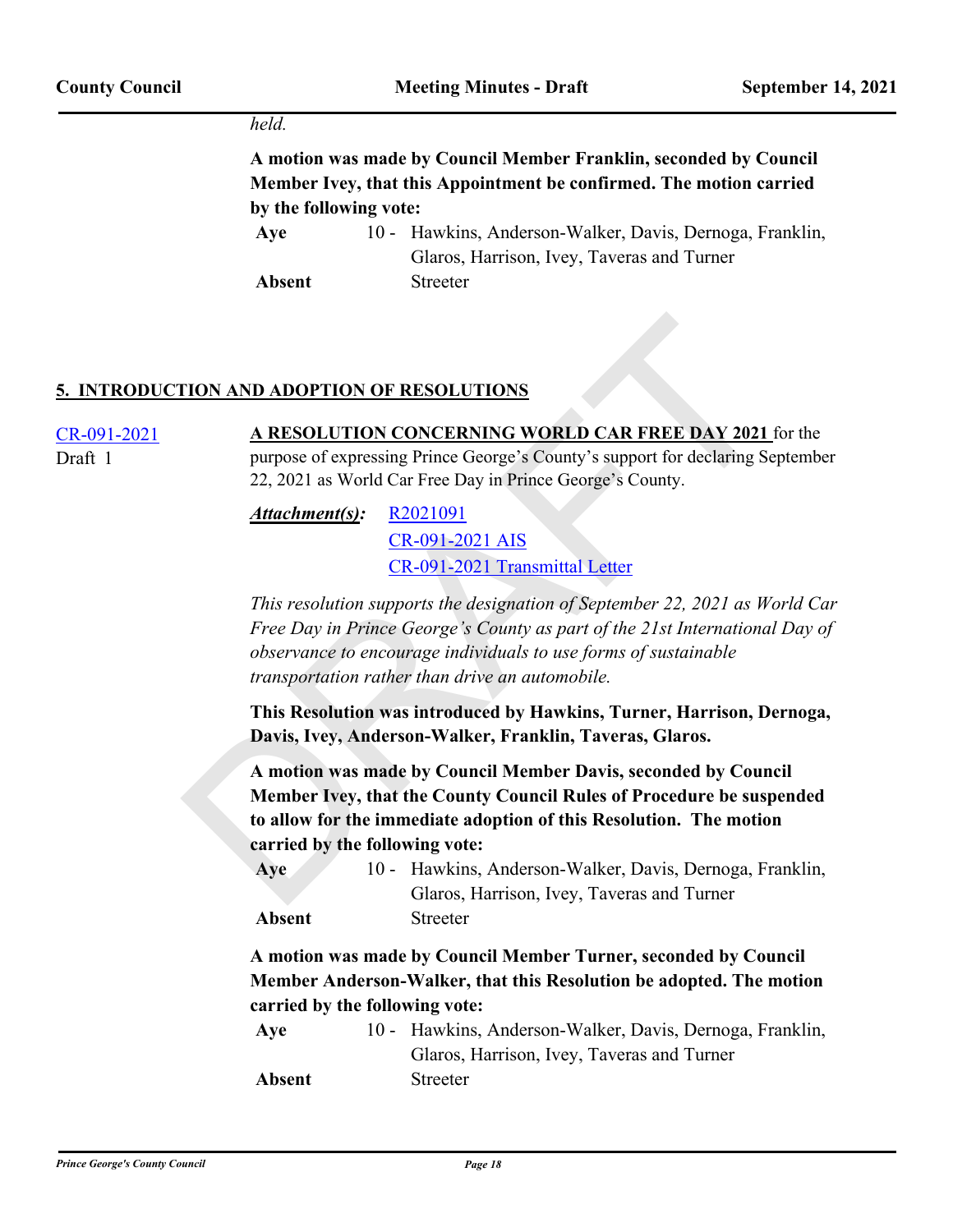*held.*

**A motion was made by Council Member Franklin, seconded by Council Member Ivey, that this Appointment be confirmed. The motion carried by the following vote:**

| | | |
|---|---|---|
| **Aye** | 10 - | Hawkins, Anderson-Walker, Davis, Dernoga, Franklin, Glaros, Harrison, Ivey, Taveras and Turner |
| **Absent** | | Streeter |

## 5. INTRODUCTION AND ADOPTION OF RESOLUTIONS

[CR-091-2021](CR-091-2021)
Draft 1

**A RESOLUTION CONCERNING WORLD CAR FREE DAY 2021** for the purpose of expressing Prince George's County's support for declaring September 22, 2021 as World Car Free Day in Prince George's County.

***Attachment(s):*** R2021091
CR-091-2021 AIS
CR-091-2021 Transmittal Letter

*This resolution supports the designation of September 22, 2021 as World Car Free Day in Prince George's County as part of the 21st International Day of observance to encourage individuals to use forms of sustainable transportation rather than drive an automobile.*

**This Resolution was introduced by Hawkins, Turner, Harrison, Dernoga, Davis, Ivey, Anderson-Walker, Franklin, Taveras, Glaros.**

**A motion was made by Council Member Davis, seconded by Council Member Ivey, that the County Council Rules of Procedure be suspended to allow for the immediate adoption of this Resolution. The motion carried by the following vote:**

| | | |
|---|---|---|
| **Aye** | 10 - | Hawkins, Anderson-Walker, Davis, Dernoga, Franklin, Glaros, Harrison, Ivey, Taveras and Turner |
| **Absent** | | Streeter |

**A motion was made by Council Member Turner, seconded by Council Member Anderson-Walker, that this Resolution be adopted. The motion carried by the following vote:**

| | | |
|---|---|---|
| **Aye** | 10 - | Hawkins, Anderson-Walker, Davis, Dernoga, Franklin, Glaros, Harrison, Ivey, Taveras and Turner |
| **Absent** | | Streeter |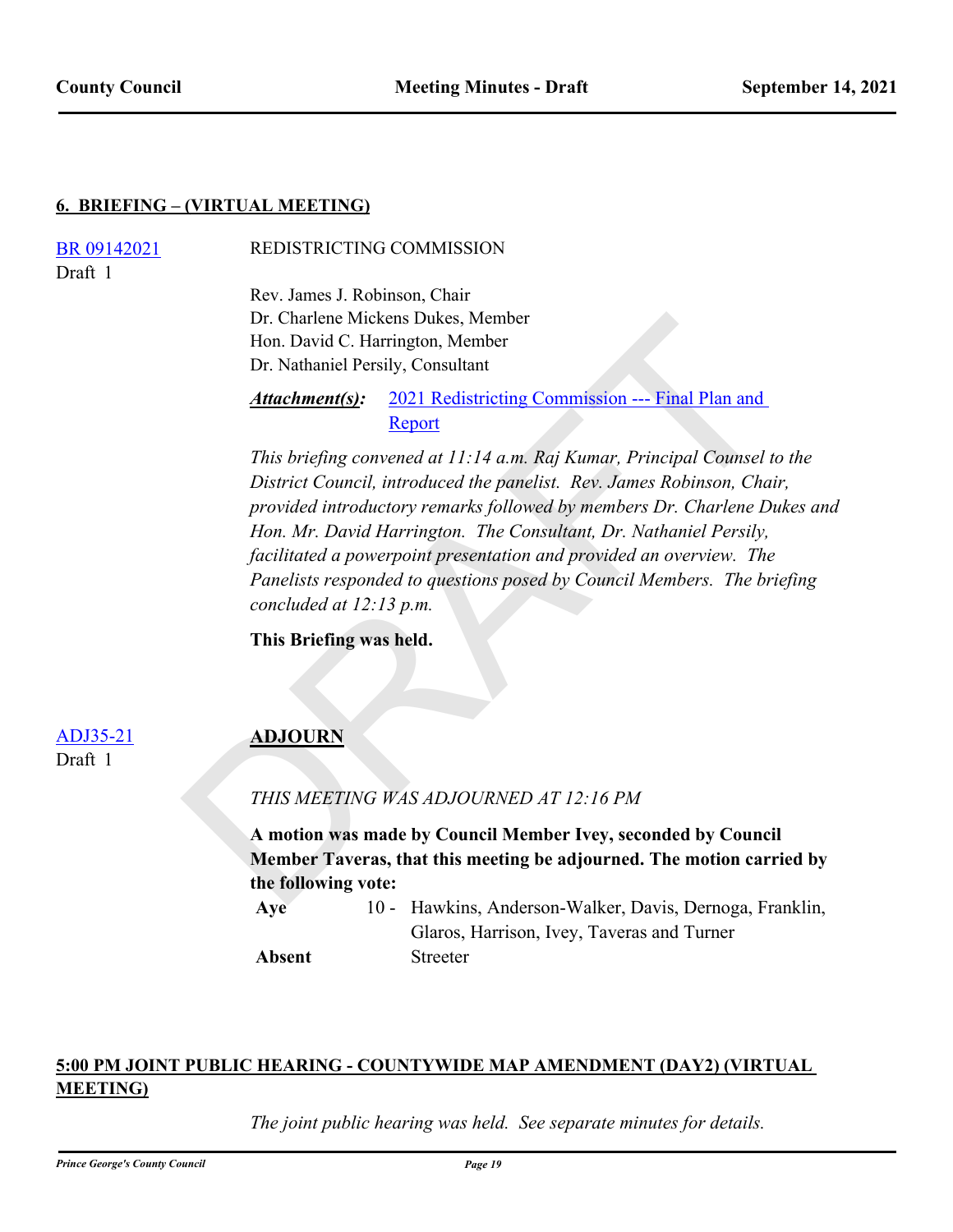## 6. BRIEFING – (VIRTUAL MEETING)

BR 09142021
Draft 1

REDISTRICTING COMMISSION

Rev. James J. Robinson, Chair
Dr. Charlene Mickens Dukes, Member
Hon. David C. Harrington, Member
Dr. Nathaniel Persily, Consultant

***Attachment(s):*** 2021 Redistricting Commission --- Final Plan and Report

*This briefing convened at 11:14 a.m. Raj Kumar, Principal Counsel to the District Council, introduced the panelist. Rev. James Robinson, Chair, provided introductory remarks followed by members Dr. Charlene Dukes and Hon. Mr. David Harrington. The Consultant, Dr. Nathaniel Persily, facilitated a powerpoint presentation and provided an overview. The Panelists responded to questions posed by Council Members. The briefing concluded at 12:13 p.m.*

**This Briefing was held.**

ADJ35-21
Draft 1

**ADJOURN**

*THIS MEETING WAS ADJOURNED AT 12:16 PM*

**A motion was made by Council Member Ivey, seconded by Council Member Taveras, that this meeting be adjourned. The motion carried by the following vote:**

| | | |
|---|---|---|
| **Aye** | 10 - | Hawkins, Anderson-Walker, Davis, Dernoga, Franklin, Glaros, Harrison, Ivey, Taveras and Turner |
| **Absent** | | Streeter |

## 5:00 PM JOINT PUBLIC HEARING - COUNTYWIDE MAP AMENDMENT (DAY2) (VIRTUAL MEETING)

*The joint public hearing was held. See separate minutes for details.*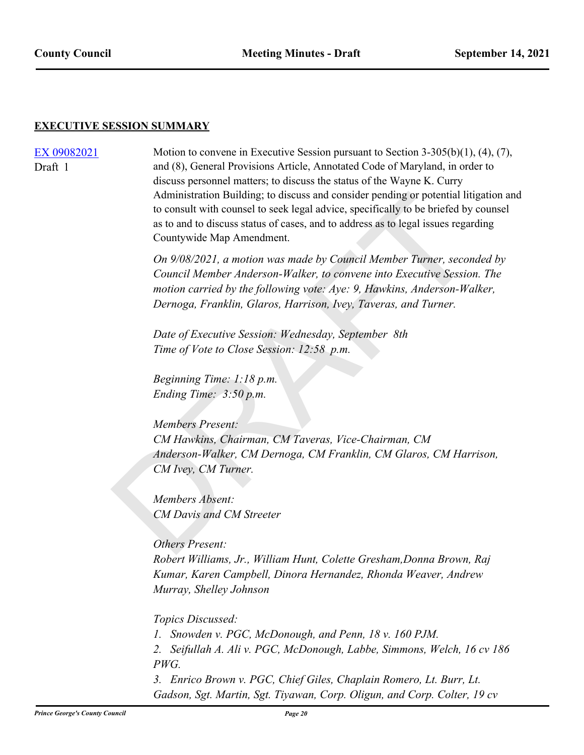## EXECUTIVE SESSION SUMMARY

EX 09082021
Draft 1

Motion to convene in Executive Session pursuant to Section 3-305(b)(1), (4), (7), and (8), General Provisions Article, Annotated Code of Maryland, in order to discuss personnel matters; to discuss the status of the Wayne K. Curry Administration Building; to discuss and consider pending or potential litigation and to consult with counsel to seek legal advice, specifically to be briefed by counsel as to and to discuss status of cases, and to address as to legal issues regarding Countywide Map Amendment.

*On 9/08/2021, a motion was made by Council Member Turner, seconded by Council Member Anderson-Walker, to convene into Executive Session. The motion carried by the following vote: Aye: 9, Hawkins, Anderson-Walker, Dernoga, Franklin, Glaros, Harrison, Ivey, Taveras, and Turner.*

*Date of Executive Session: Wednesday, September 8th*
*Time of Vote to Close Session: 12:58 p.m.*

*Beginning Time: 1:18 p.m.*
*Ending Time: 3:50 p.m.*

*Members Present:*
*CM Hawkins, Chairman, CM Taveras, Vice-Chairman, CM Anderson-Walker, CM Dernoga, CM Franklin, CM Glaros, CM Harrison, CM Ivey, CM Turner.*

*Members Absent:*
*CM Davis and CM Streeter*

*Others Present:*
*Robert Williams, Jr., William Hunt, Colette Gresham,Donna Brown, Raj Kumar, Karen Campbell, Dinora Hernandez, Rhonda Weaver, Andrew Murray, Shelley Johnson*

*Topics Discussed:*
1. *Snowden v. PGC, McDonough, and Penn, 18 v. 160 PJM.*
2. *Seifullah A. Ali v. PGC, McDonough, Labbe, Simmons, Welch, 16 cv 186 PWG.*
3. *Enrico Brown v. PGC, Chief Giles, Chaplain Romero, Lt. Burr, Lt. Gadson, Sgt. Martin, Sgt. Tiyawan, Corp. Oligun, and Corp. Colter, 19 cv*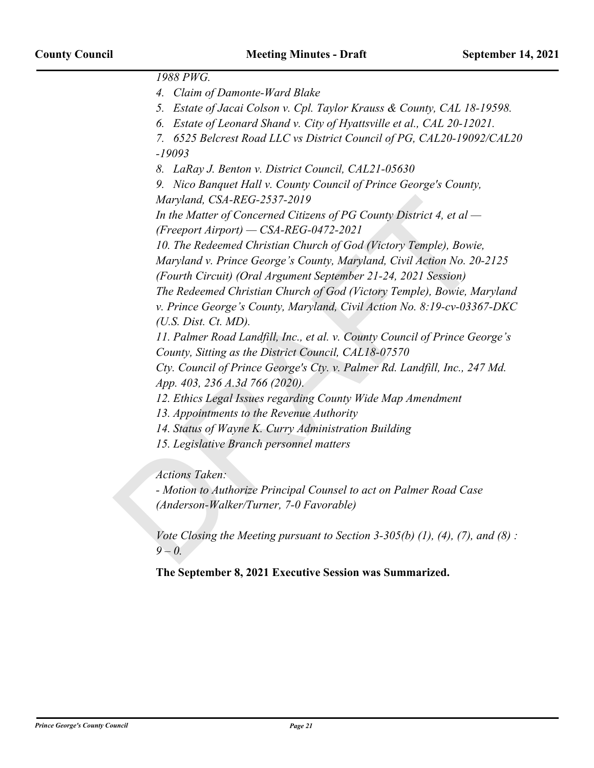*1988 PWG.*

*4. Claim of Damonte-Ward Blake*

*5. Estate of Jacai Colson v. Cpl. Taylor Krauss & County, CAL 18-19598.*

*6. Estate of Leonard Shand v. City of Hyattsville et al., CAL 20-12021.*

*7. 6525 Belcrest Road LLC vs District Council of PG, CAL20-19092/CAL20-19093*

*8. LaRay J. Benton v. District Council, CAL21-05630*

*9. Nico Banquet Hall v. County Council of Prince George's County, Maryland, CSA-REG-2537-2019*

*In the Matter of Concerned Citizens of PG County District 4, et al — (Freeport Airport) — CSA-REG-0472-2021*

*10. The Redeemed Christian Church of God (Victory Temple), Bowie, Maryland v. Prince George's County, Maryland, Civil Action No. 20-2125 (Fourth Circuit) (Oral Argument September 21-24, 2021 Session)*

*The Redeemed Christian Church of God (Victory Temple), Bowie, Maryland v. Prince George's County, Maryland, Civil Action No. 8:19-cv-03367-DKC (U.S. Dist. Ct. MD).*

*11. Palmer Road Landfill, Inc., et al. v. County Council of Prince George's County, Sitting as the District Council, CAL18-07570*

*Cty. Council of Prince George's Cty. v. Palmer Rd. Landfill, Inc., 247 Md. App. 403, 236 A.3d 766 (2020).*

*12. Ethics Legal Issues regarding County Wide Map Amendment*

*13. Appointments to the Revenue Authority*

*14. Status of Wayne K. Curry Administration Building*

*15. Legislative Branch personnel matters*

*Actions Taken:*

*- Motion to Authorize Principal Counsel to act on Palmer Road Case (Anderson-Walker/Turner, 7-0 Favorable)*

*Vote Closing the Meeting pursuant to Section 3-305(b) (1), (4), (7), and (8) : 9 – 0.*

**The September 8, 2021 Executive Session was Summarized.**